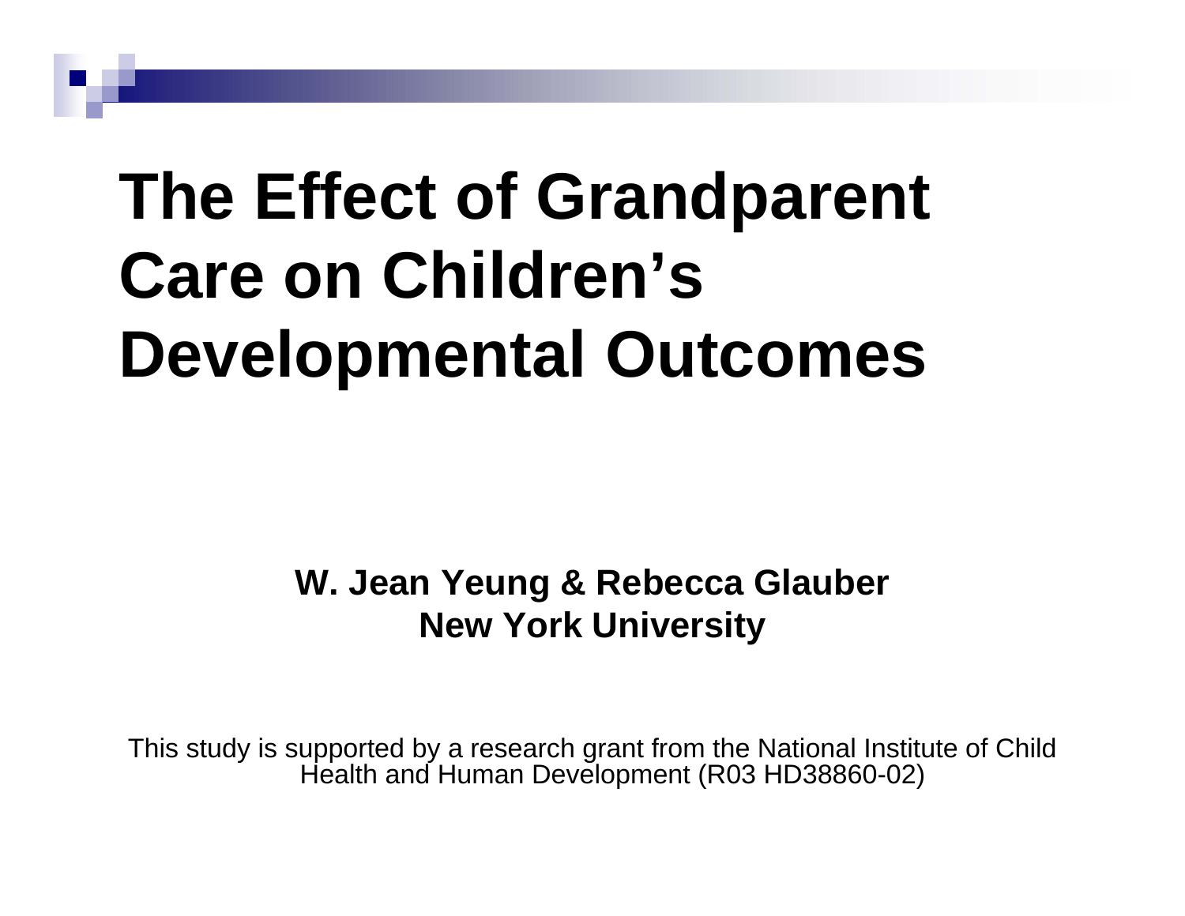# The Effect of Grandparent Care on Children's Developmental Outcomes

**W. Jean Yeung & Rebecca Glauber**
**New York University**

This study is supported by a research grant from the National Institute of Child Health and Human Development (R03 HD38860-02)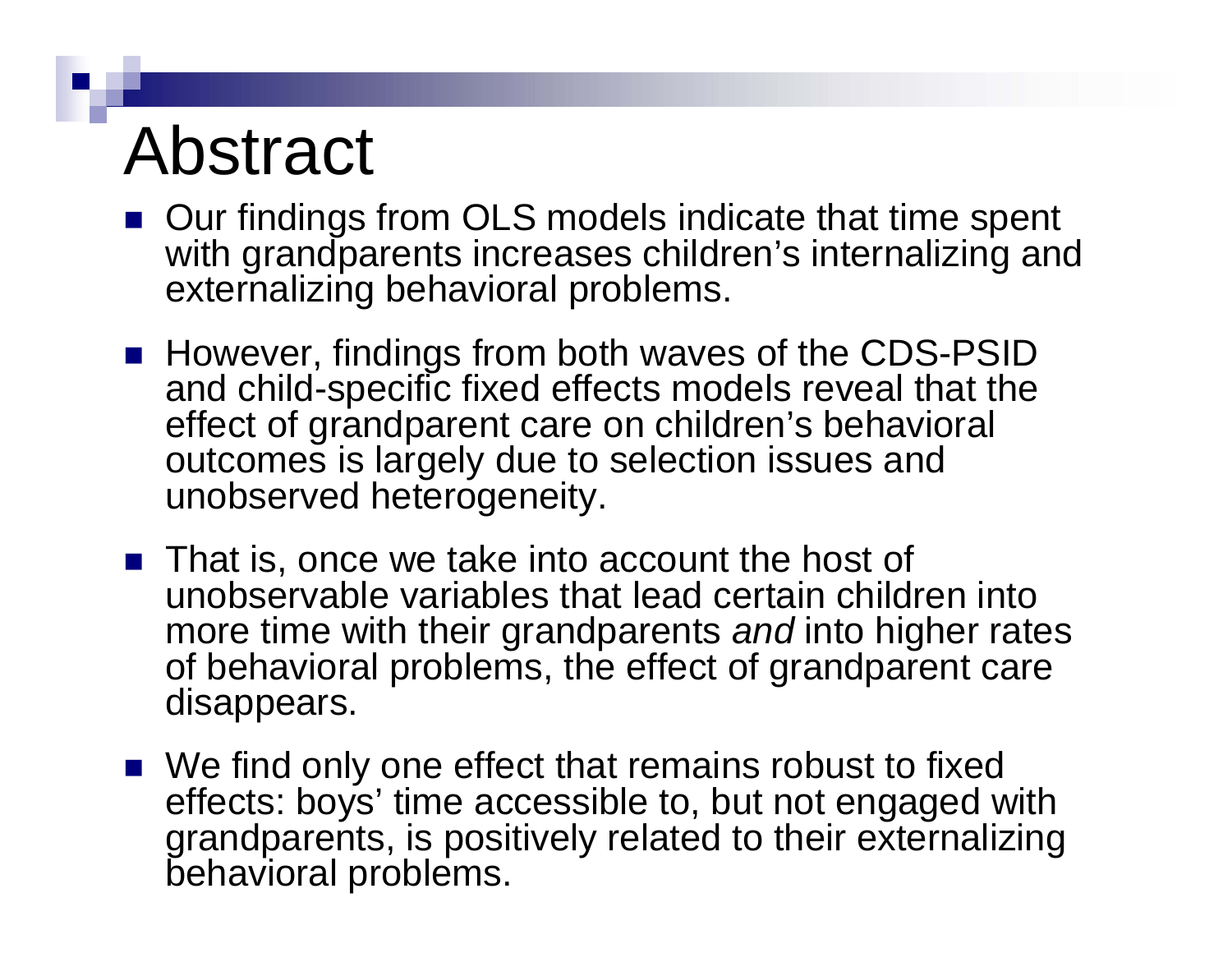# Abstract

- Our findings from OLS models indicate that time spent with grandparents increases children's internalizing and externalizing behavioral problems.
- However, findings from both waves of the CDS-PSID and child-specific fixed effects models reveal that the effect of grandparent care on children's behavioral outcomes is largely due to selection issues and unobserved heterogeneity.
- That is, once we take into account the host of unobservable variables that lead certain children into more time with their grandparents *and* into higher rates of behavioral problems, the effect of grandparent care disappears.
- We find only one effect that remains robust to fixed effects: boys' time accessible to, but not engaged with grandparents, is positively related to their externalizing behavioral problems.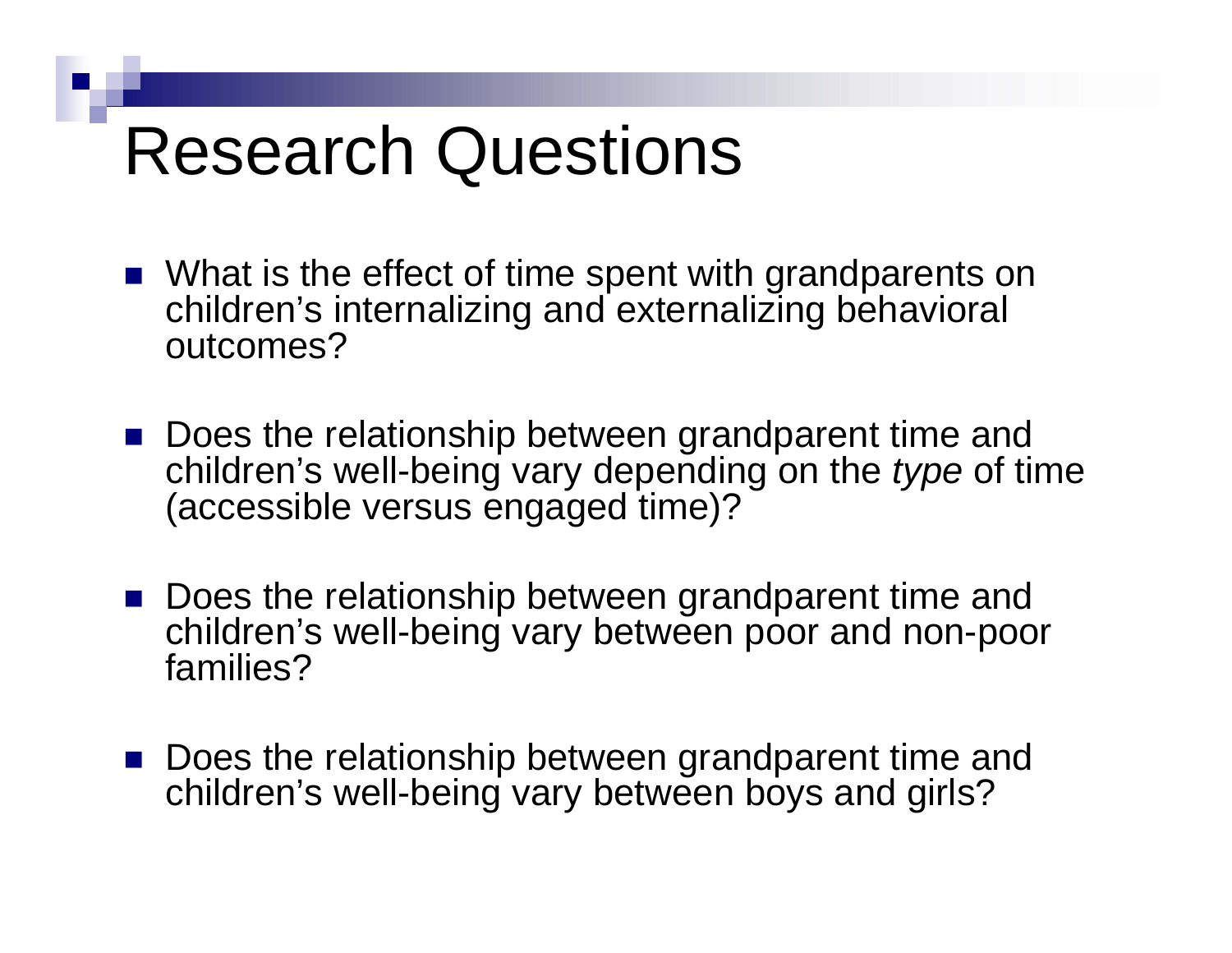# Research Questions

- What is the effect of time spent with grandparents on children's internalizing and externalizing behavioral outcomes?
- Does the relationship between grandparent time and children's well-being vary depending on the *type* of time (accessible versus engaged time)?
- Does the relationship between grandparent time and children's well-being vary between poor and non-poor families?
- Does the relationship between grandparent time and children's well-being vary between boys and girls?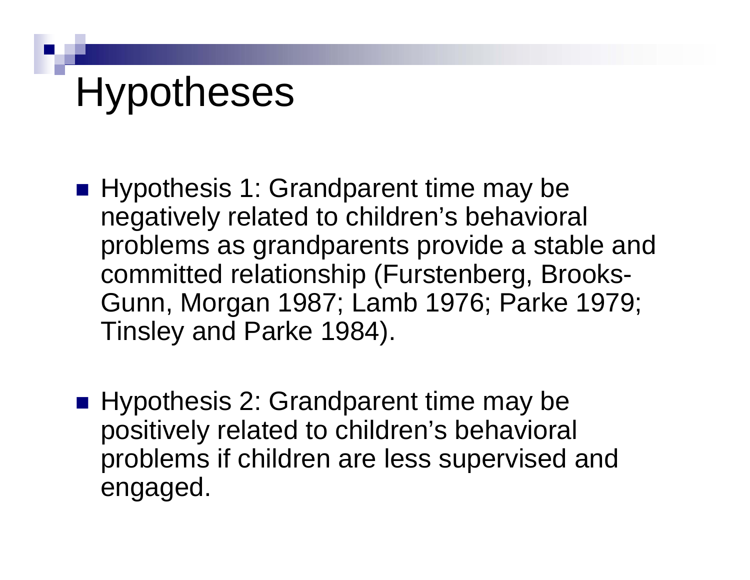# Hypotheses

- Hypothesis 1: Grandparent time may be negatively related to children's behavioral problems as grandparents provide a stable and committed relationship (Furstenberg, Brooks-Gunn, Morgan 1987; Lamb 1976; Parke 1979; Tinsley and Parke 1984).

- Hypothesis 2: Grandparent time may be positively related to children's behavioral problems if children are less supervised and engaged.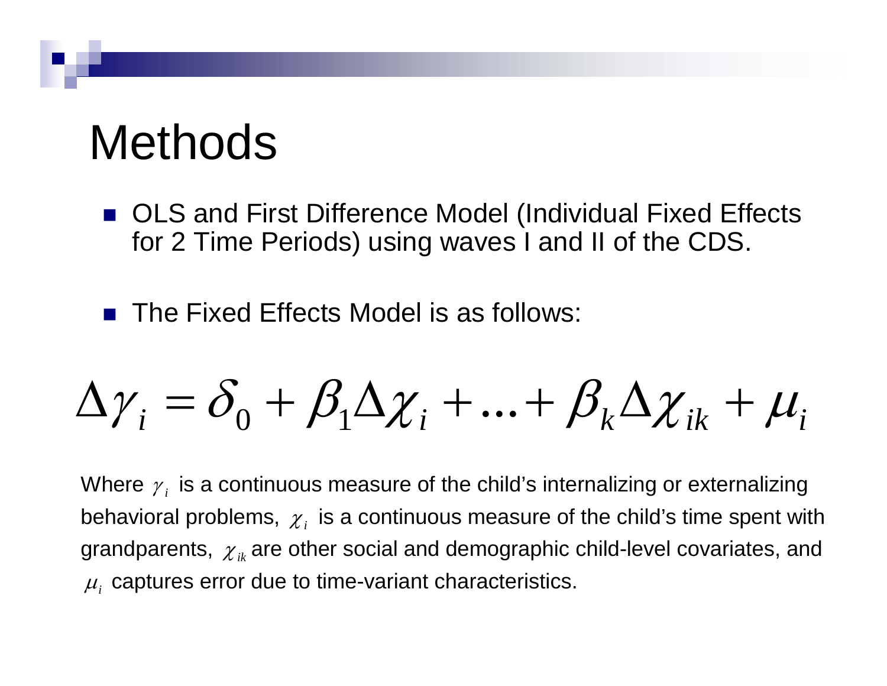# Methods

- OLS and First Difference Model (Individual Fixed Effects for 2 Time Periods) using waves I and II of the CDS.

- The Fixed Effects Model is as follows:

$$\Delta\gamma_i = \delta_0 + \beta_1 \Delta\chi_i + ... + \beta_k \Delta\chi_{ik} + \mu_i$$

Where $\gamma_i$ is a continuous measure of the child's internalizing or externalizing behavioral problems, $\chi_i$ is a continuous measure of the child's time spent with grandparents, $\chi_{ik}$ are other social and demographic child-level covariates, and $\mu_i$ captures error due to time-variant characteristics.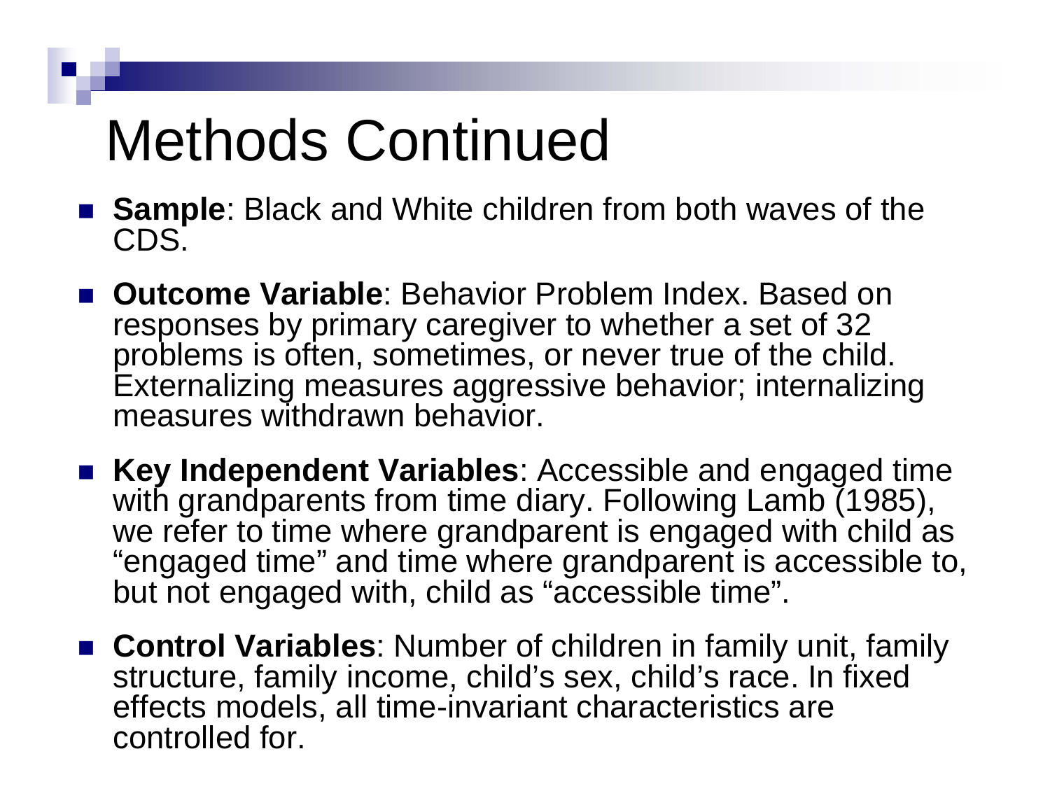# Methods Continued

- **Sample**: Black and White children from both waves of the CDS.
- **Outcome Variable**: Behavior Problem Index. Based on responses by primary caregiver to whether a set of 32 problems is often, sometimes, or never true of the child. Externalizing measures aggressive behavior; internalizing measures withdrawn behavior.
- **Key Independent Variables**: Accessible and engaged time with grandparents from time diary. Following Lamb (1985), we refer to time where grandparent is engaged with child as "engaged time" and time where grandparent is accessible to, but not engaged with, child as "accessible time".
- **Control Variables**: Number of children in family unit, family structure, family income, child's sex, child's race. In fixed effects models, all time-invariant characteristics are controlled for.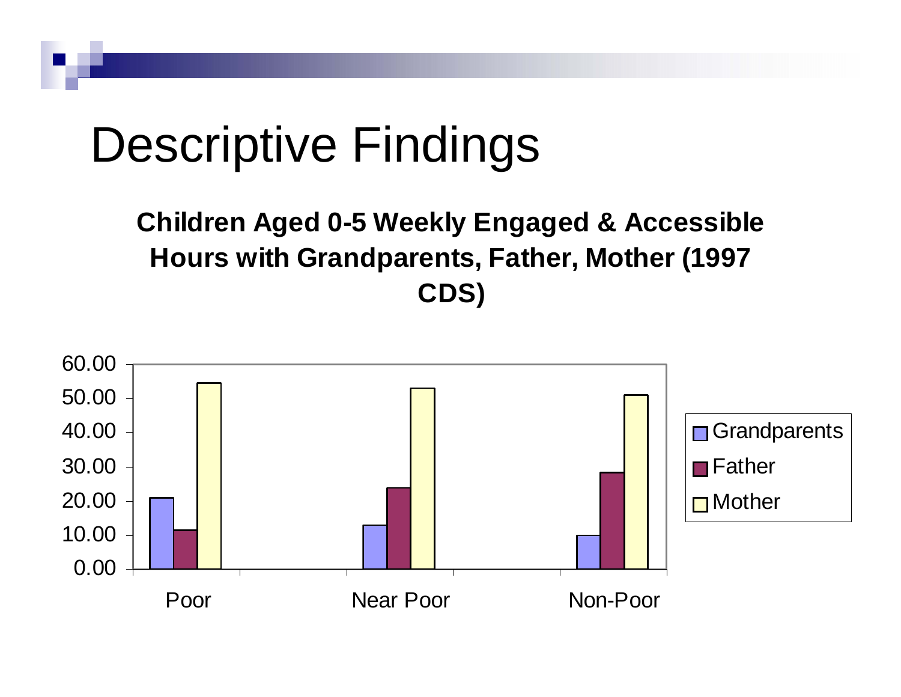# Descriptive Findings

**Children Aged 0-5 Weekly Engaged & Accessible Hours with Grandparents, Father, Mother (1997 CDS)**

60.00
50.00
40.00
30.00
20.00
10.00
0.00

Poor
Near Poor
Non-Poor

Grandparents
Father
Mother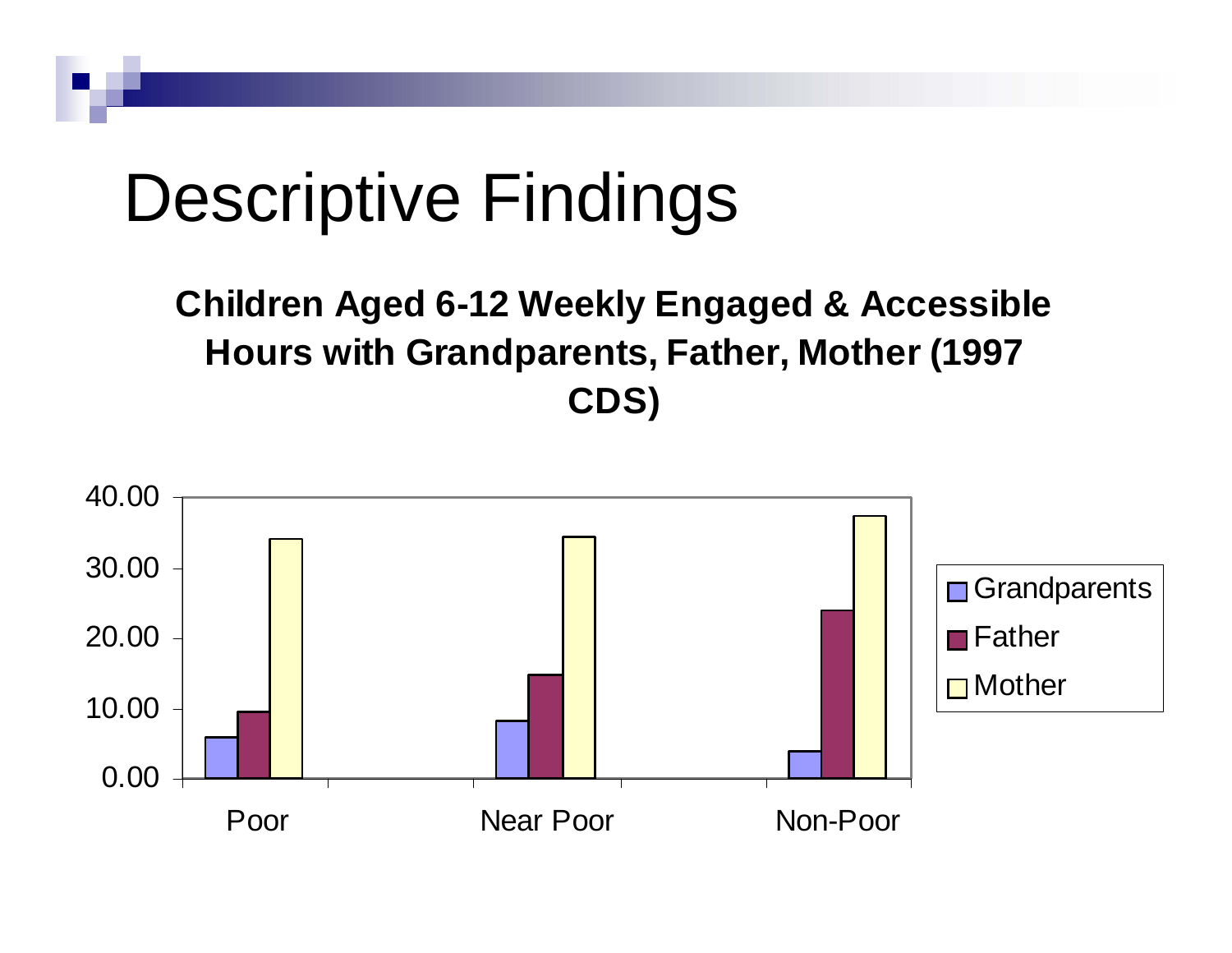# Descriptive Findings

**Children Aged 6-12 Weekly Engaged & Accessible Hours with Grandparents, Father, Mother (1997 CDS)**

40.00
30.00
20.00
10.00
0.00

Poor
Near Poor
Non-Poor

Grandparents
Father
Mother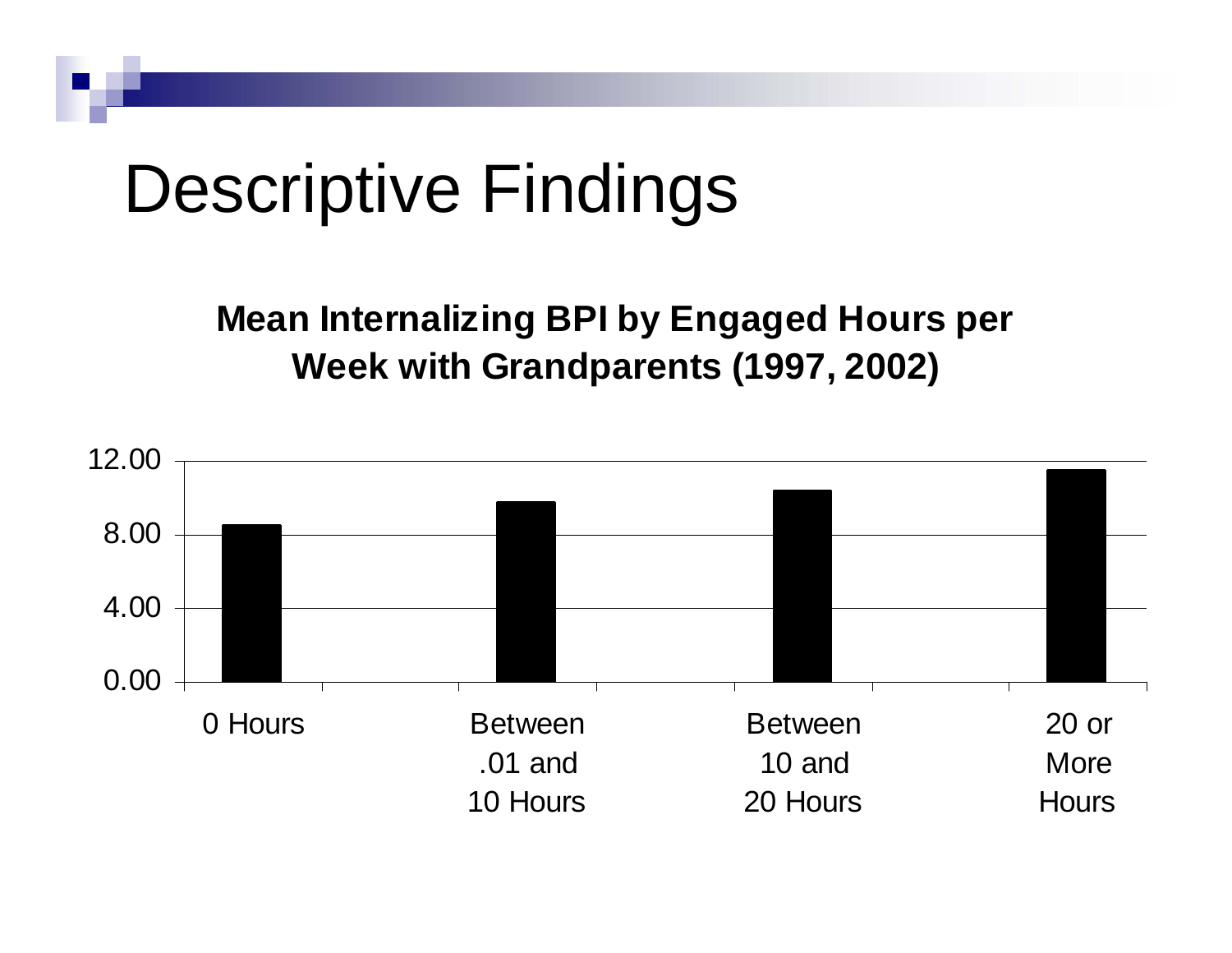# Descriptive Findings

**Mean Internalizing BPI by Engaged Hours per Week with Grandparents (1997, 2002)**

12.00
8.00
4.00
0.00

0 Hours | Between .01 and 10 Hours | Between 10 and 20 Hours | 20 or More Hours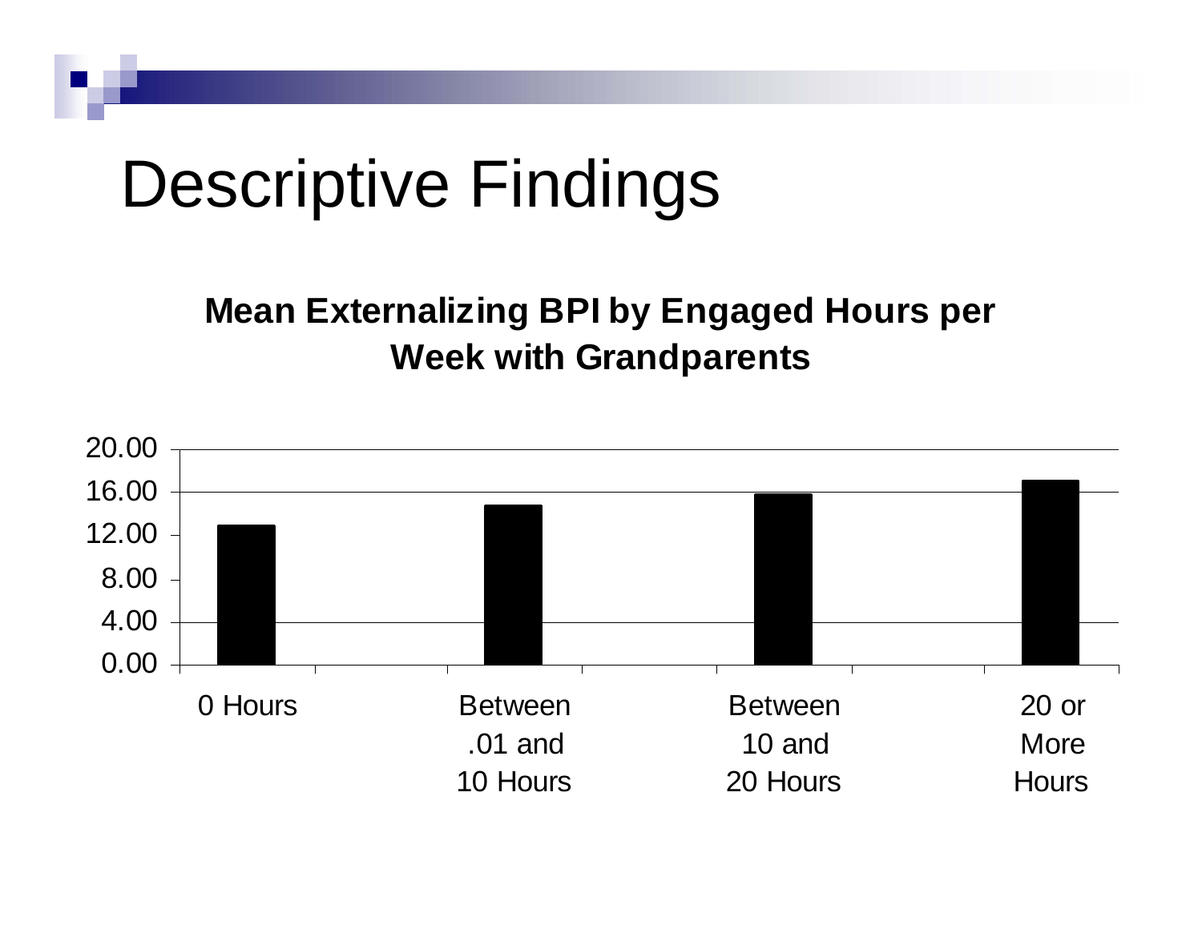# Descriptive Findings

**Mean Externalizing BPI by Engaged Hours per Week with Grandparents**

20.00
16.00
12.00
8.00
4.00
0.00

0 Hours
Between .01 and 10 Hours
Between 10 and 20 Hours
20 or More Hours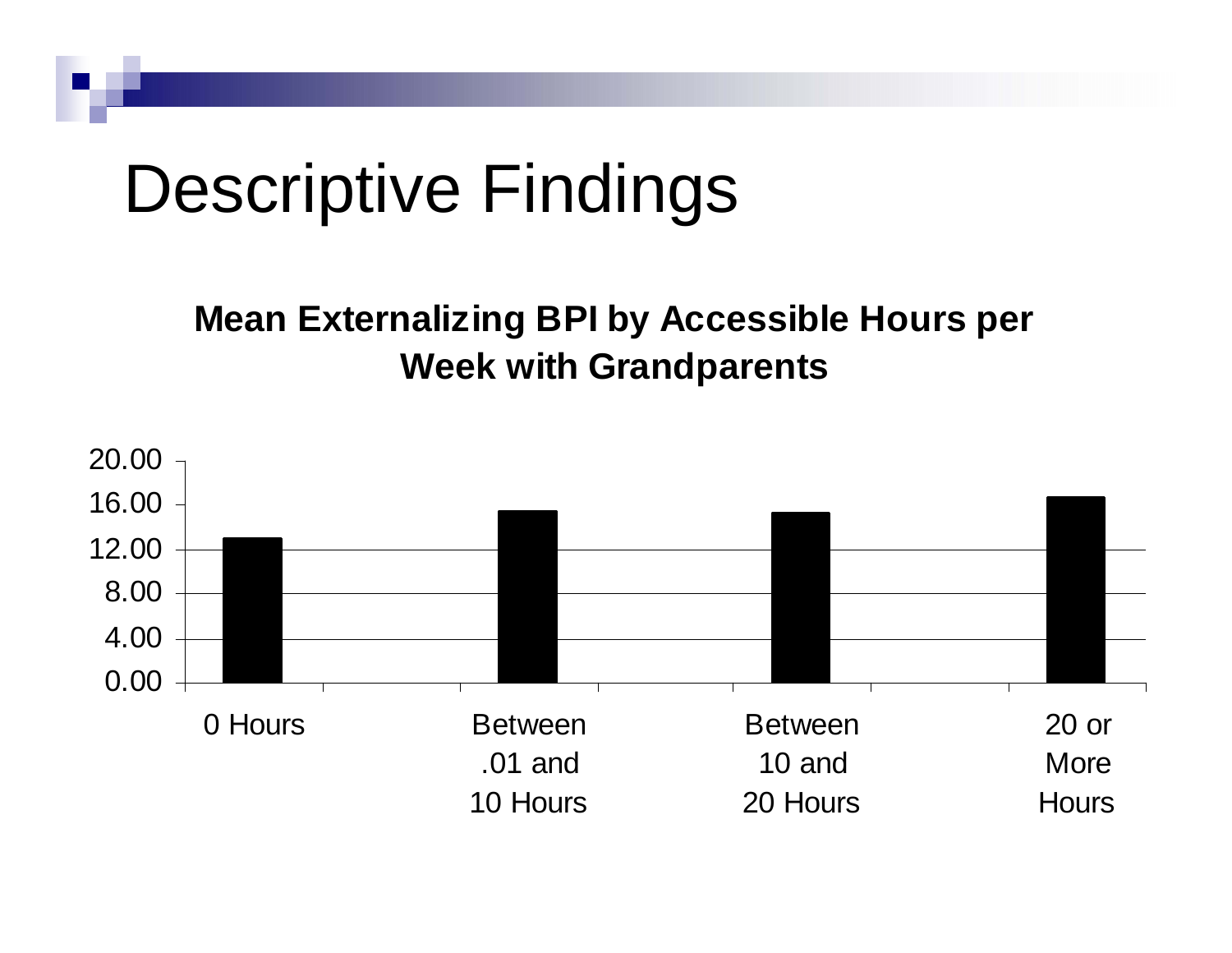# Descriptive Findings

**Mean Externalizing BPI by Accessible Hours per Week with Grandparents**

20.00
16.00
12.00
8.00
4.00
0.00

0 Hours
Between .01 and 10 Hours
Between 10 and 20 Hours
20 or More Hours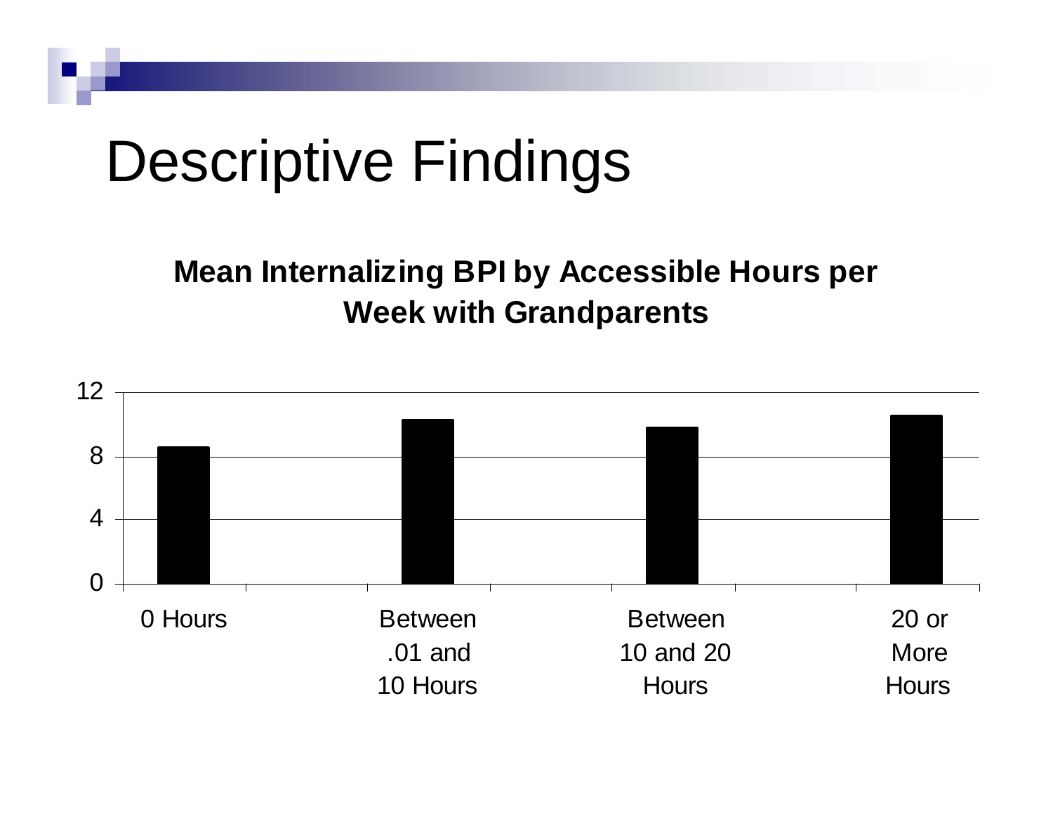# Descriptive Findings

**Mean Internalizing BPI by Accessible Hours per Week with Grandparents**

12
8
4
0

0 Hours
Between .01 and 10 Hours
Between 10 and 20 Hours
20 or More Hours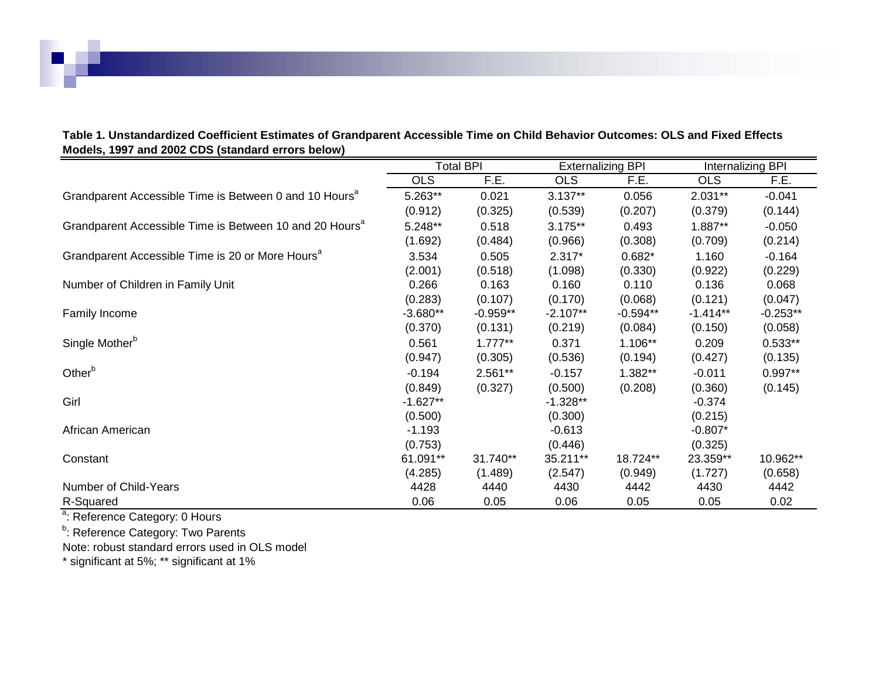**Table 1. Unstandardized Coefficient Estimates of Grandparent Accessible Time on Child Behavior Outcomes: OLS and Fixed Effects Models, 1997 and 2002 CDS (standard errors below)**

| | Total BPI | | Externalizing BPI | | Internalizing BPI | |
|---|---|---|---|---|---|---|
| | OLS | F.E. | OLS | F.E. | OLS | F.E. |
| Grandparent Accessible Time is Between 0 and 10 Hours[a] | 5.263** | 0.021 | 3.137** | 0.056 | 2.031** | -0.041 |
| | (0.912) | (0.325) | (0.539) | (0.207) | (0.379) | (0.144) |
| Grandparent Accessible Time is Between 10 and 20 Hours[a] | 5.248** | 0.518 | 3.175** | 0.493 | 1.887** | -0.050 |
| | (1.692) | (0.484) | (0.966) | (0.308) | (0.709) | (0.214) |
| Grandparent Accessible Time is 20 or More Hours[a] | 3.534 | 0.505 | 2.317* | 0.682* | 1.160 | -0.164 |
| | (2.001) | (0.518) | (1.098) | (0.330) | (0.922) | (0.229) |
| Number of Children in Family Unit | 0.266 | 0.163 | 0.160 | 0.110 | 0.136 | 0.068 |
| | (0.283) | (0.107) | (0.170) | (0.068) | (0.121) | (0.047) |
| Family Income | -3.680** | -0.959** | -2.107** | -0.594** | -1.414** | -0.253** |
| | (0.370) | (0.131) | (0.219) | (0.084) | (0.150) | (0.058) |
| Single Mother[b] | 0.561 | 1.777** | 0.371 | 1.106** | 0.209 | 0.533** |
| | (0.947) | (0.305) | (0.536) | (0.194) | (0.427) | (0.135) |
| Other[b] | -0.194 | 2.561** | -0.157 | 1.382** | -0.011 | 0.997** |
| | (0.849) | (0.327) | (0.500) | (0.208) | (0.360) | (0.145) |
| Girl | -1.627** | | -1.328** | | -0.374 | |
| | (0.500) | | (0.300) | | (0.215) | |
| African American | -1.193 | | -0.613 | | -0.807* | |
| | (0.753) | | (0.446) | | (0.325) | |
| Constant | 61.091** | 31.740** | 35.211** | 18.724** | 23.359** | 10.962** |
| | (4.285) | (1.489) | (2.547) | (0.949) | (1.727) | (0.658) |
| Number of Child-Years | 4428 | 4440 | 4430 | 4442 | 4430 | 4442 |
| R-Squared | 0.06 | 0.05 | 0.06 | 0.05 | 0.05 | 0.02 |

[a]: Reference Category: 0 Hours

[b]: Reference Category: Two Parents

Note: robust standard errors used in OLS model

* significant at 5%; ** significant at 1%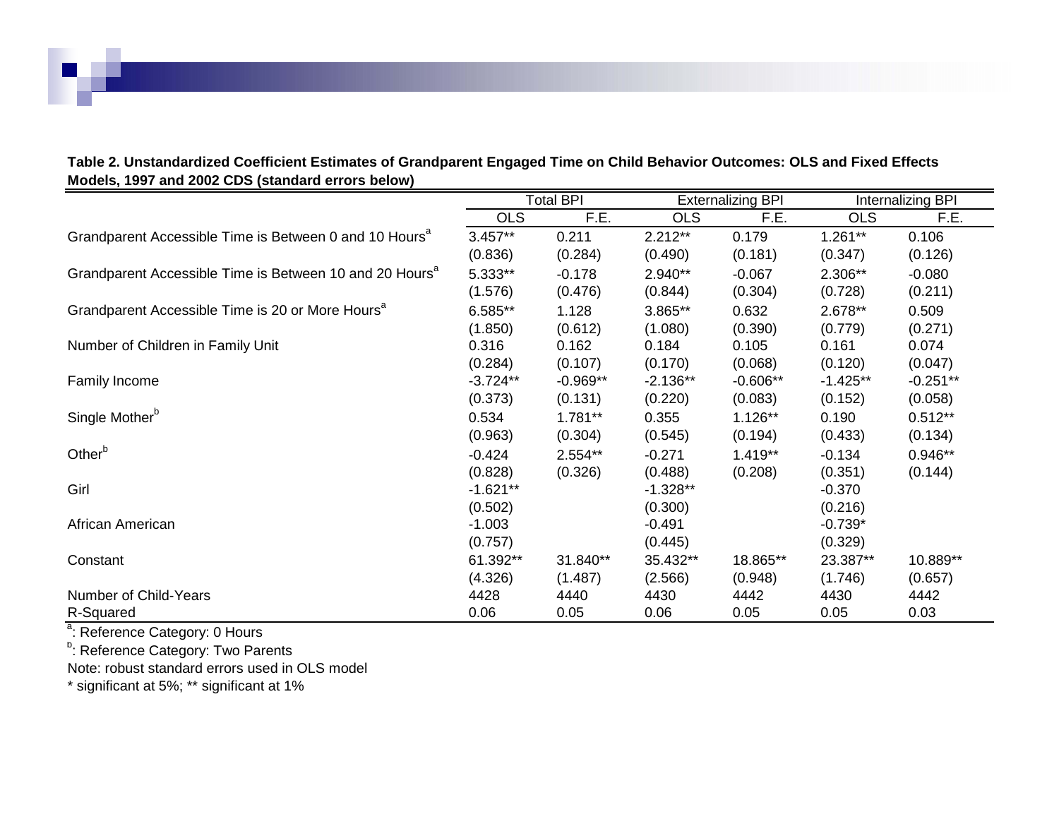**Table 2. Unstandardized Coefficient Estimates of Grandparent Engaged Time on Child Behavior Outcomes: OLS and Fixed Effects Models, 1997 and 2002 CDS (standard errors below)**

| | Total BPI | | Externalizing BPI | | Internalizing BPI | |
|---|---|---|---|---|---|---|
| | OLS | F.E. | OLS | F.E. | OLS | F.E. |
| Grandparent Accessible Time is Between 0 and 10 Hours[a] | 3.457** | 0.211 | 2.212** | 0.179 | 1.261** | 0.106 |
| | (0.836) | (0.284) | (0.490) | (0.181) | (0.347) | (0.126) |
| Grandparent Accessible Time is Between 10 and 20 Hours[a] | 5.333** | -0.178 | 2.940** | -0.067 | 2.306** | -0.080 |
| | (1.576) | (0.476) | (0.844) | (0.304) | (0.728) | (0.211) |
| Grandparent Accessible Time is 20 or More Hours[a] | 6.585** | 1.128 | 3.865** | 0.632 | 2.678** | 0.509 |
| | (1.850) | (0.612) | (1.080) | (0.390) | (0.779) | (0.271) |
| Number of Children in Family Unit | 0.316 | 0.162 | 0.184 | 0.105 | 0.161 | 0.074 |
| | (0.284) | (0.107) | (0.170) | (0.068) | (0.120) | (0.047) |
| Family Income | -3.724** | -0.969** | -2.136** | -0.606** | -1.425** | -0.251** |
| | (0.373) | (0.131) | (0.220) | (0.083) | (0.152) | (0.058) |
| Single Mother[b] | 0.534 | 1.781** | 0.355 | 1.126** | 0.190 | 0.512** |
| | (0.963) | (0.304) | (0.545) | (0.194) | (0.433) | (0.134) |
| Other[b] | -0.424 | 2.554** | -0.271 | 1.419** | -0.134 | 0.946** |
| | (0.828) | (0.326) | (0.488) | (0.208) | (0.351) | (0.144) |
| Girl | -1.621** | | -1.328** | | -0.370 | |
| | (0.502) | | (0.300) | | (0.216) | |
| African American | -1.003 | | -0.491 | | -0.739* | |
| | (0.757) | | (0.445) | | (0.329) | |
| Constant | 61.392** | 31.840** | 35.432** | 18.865** | 23.387** | 10.889** |
| | (4.326) | (1.487) | (2.566) | (0.948) | (1.746) | (0.657) |
| Number of Child-Years | 4428 | 4440 | 4430 | 4442 | 4430 | 4442 |
| R-Squared | 0.06 | 0.05 | 0.06 | 0.05 | 0.05 | 0.03 |

[a]: Reference Category: 0 Hours

[b]: Reference Category: Two Parents

Note: robust standard errors used in OLS model

* significant at 5%; ** significant at 1%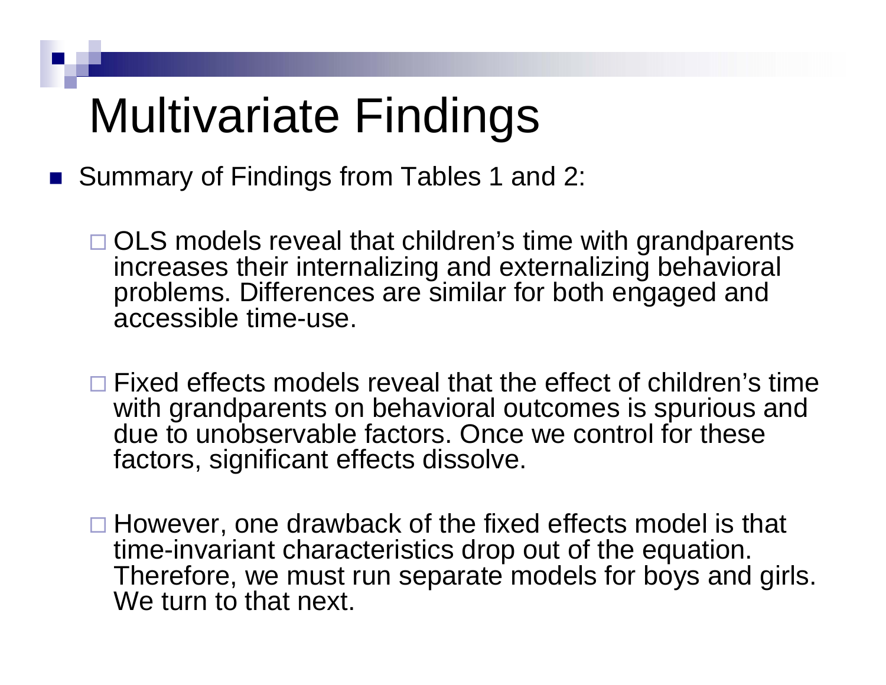# Multivariate Findings

- Summary of Findings from Tables 1 and 2:
  - OLS models reveal that children's time with grandparents increases their internalizing and externalizing behavioral problems. Differences are similar for both engaged and accessible time-use.
  - Fixed effects models reveal that the effect of children's time with grandparents on behavioral outcomes is spurious and due to unobservable factors. Once we control for these factors, significant effects dissolve.
  - However, one drawback of the fixed effects model is that time-invariant characteristics drop out of the equation. Therefore, we must run separate models for boys and girls. We turn to that next.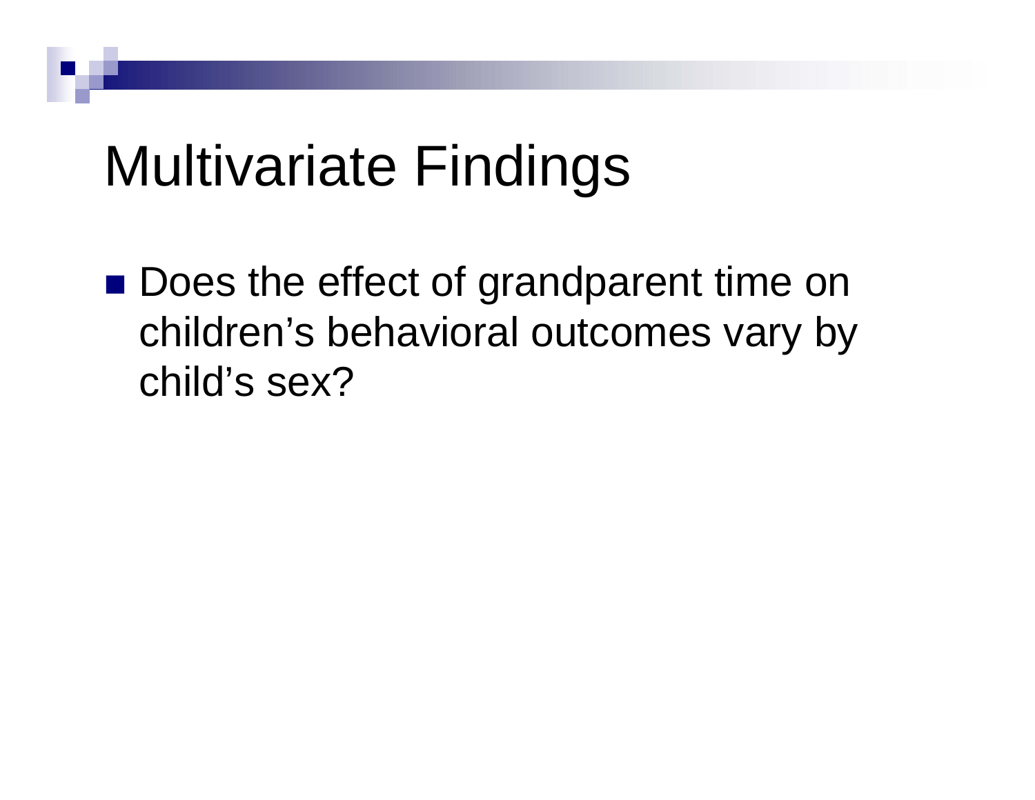# Multivariate Findings

- Does the effect of grandparent time on children's behavioral outcomes vary by child's sex?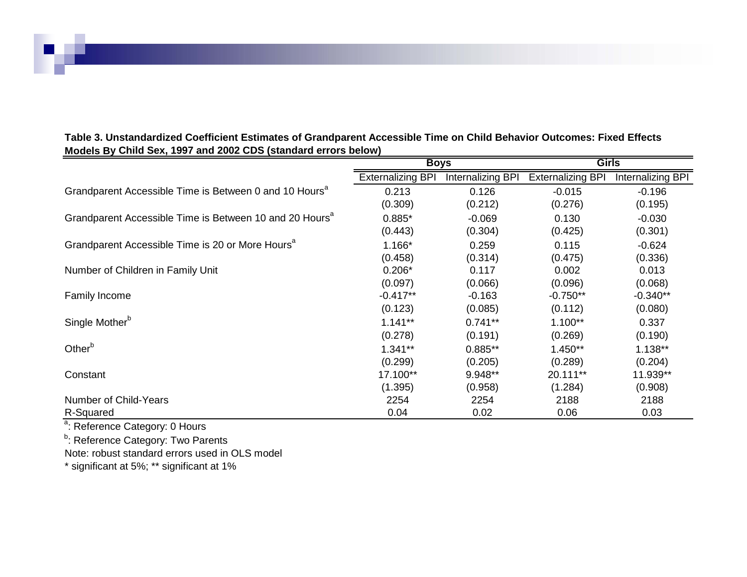**Table 3. Unstandardized Coefficient Estimates of Grandparent Accessible Time on Child Behavior Outcomes: Fixed Effects Models By Child Sex, 1997 and 2002 CDS (standard errors below)**

| | Boys | | Girls | |
|---|---|---|---|---|
| | Externalizing BPI | Internalizing BPI | Externalizing BPI | Internalizing BPI |
| Grandparent Accessible Time is Between 0 and 10 Hours[a] | 0.213 | 0.126 | -0.015 | -0.196 |
| | (0.309) | (0.212) | (0.276) | (0.195) |
| Grandparent Accessible Time is Between 10 and 20 Hours[a] | 0.885* | -0.069 | 0.130 | -0.030 |
| | (0.443) | (0.304) | (0.425) | (0.301) |
| Grandparent Accessible Time is 20 or More Hours[a] | 1.166* | 0.259 | 0.115 | -0.624 |
| | (0.458) | (0.314) | (0.475) | (0.336) |
| Number of Children in Family Unit | 0.206* | 0.117 | 0.002 | 0.013 |
| | (0.097) | (0.066) | (0.096) | (0.068) |
| Family Income | -0.417** | -0.163 | -0.750** | -0.340** |
| | (0.123) | (0.085) | (0.112) | (0.080) |
| Single Mother[b] | 1.141** | 0.741** | 1.100** | 0.337 |
| | (0.278) | (0.191) | (0.269) | (0.190) |
| Other[b] | 1.341** | 0.885** | 1.450** | 1.138** |
| | (0.299) | (0.205) | (0.289) | (0.204) |
| Constant | 17.100** | 9.948** | 20.111** | 11.939** |
| | (1.395) | (0.958) | (1.284) | (0.908) |
| Number of Child-Years | 2254 | 2254 | 2188 | 2188 |
| R-Squared | 0.04 | 0.02 | 0.06 | 0.03 |

[a]: Reference Category: 0 Hours

[b]: Reference Category: Two Parents

Note: robust standard errors used in OLS model

* significant at 5%; ** significant at 1%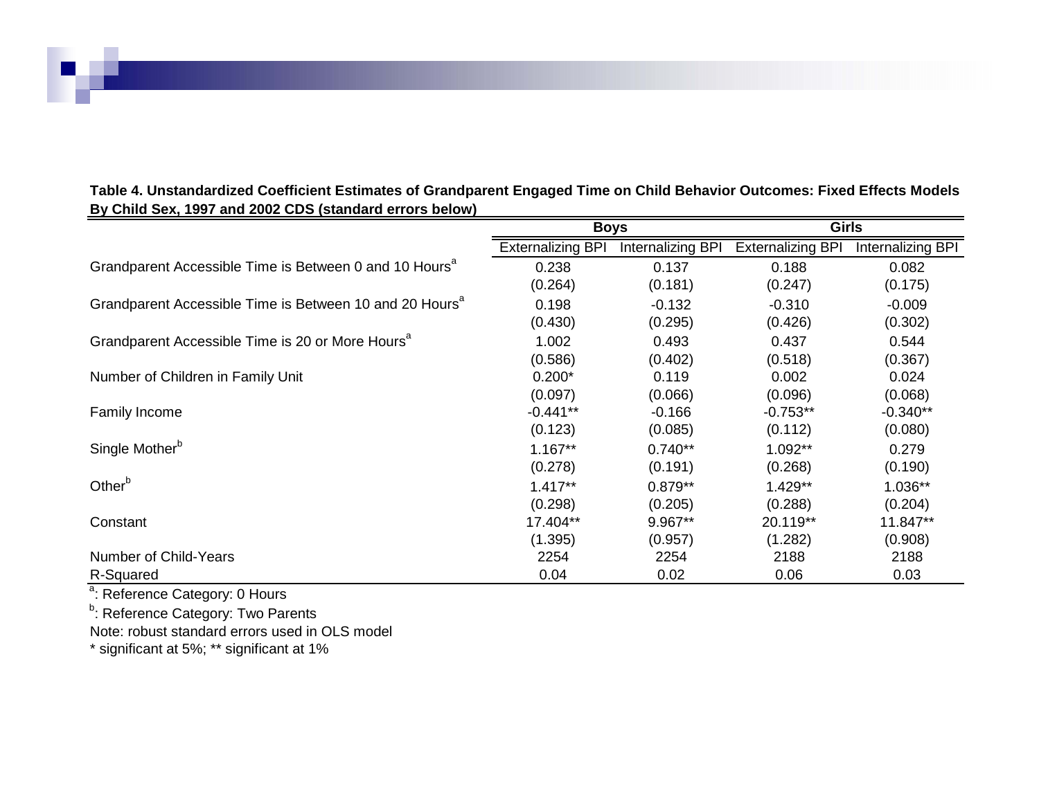**Table 4. Unstandardized Coefficient Estimates of Grandparent Engaged Time on Child Behavior Outcomes: Fixed Effects Models By Child Sex, 1997 and 2002 CDS (standard errors below)**

| | Boys | | Girls | |
|---|---|---|---|---|
| | Externalizing BPI | Internalizing BPI | Externalizing BPI | Internalizing BPI |
| Grandparent Accessible Time is Between 0 and 10 Hours[a] | 0.238 | 0.137 | 0.188 | 0.082 |
| | (0.264) | (0.181) | (0.247) | (0.175) |
| Grandparent Accessible Time is Between 10 and 20 Hours[a] | 0.198 | -0.132 | -0.310 | -0.009 |
| | (0.430) | (0.295) | (0.426) | (0.302) |
| Grandparent Accessible Time is 20 or More Hours[a] | 1.002 | 0.493 | 0.437 | 0.544 |
| | (0.586) | (0.402) | (0.518) | (0.367) |
| Number of Children in Family Unit | 0.200* | 0.119 | 0.002 | 0.024 |
| | (0.097) | (0.066) | (0.096) | (0.068) |
| Family Income | -0.441** | -0.166 | -0.753** | -0.340** |
| | (0.123) | (0.085) | (0.112) | (0.080) |
| Single Mother[b] | 1.167** | 0.740** | 1.092** | 0.279 |
| | (0.278) | (0.191) | (0.268) | (0.190) |
| Other[b] | 1.417** | 0.879** | 1.429** | 1.036** |
| | (0.298) | (0.205) | (0.288) | (0.204) |
| Constant | 17.404** | 9.967** | 20.119** | 11.847** |
| | (1.395) | (0.957) | (1.282) | (0.908) |
| Number of Child-Years | 2254 | 2254 | 2188 | 2188 |
| R-Squared | 0.04 | 0.02 | 0.06 | 0.03 |

[a]: Reference Category: 0 Hours

[b]: Reference Category: Two Parents

Note: robust standard errors used in OLS model

* significant at 5%; ** significant at 1%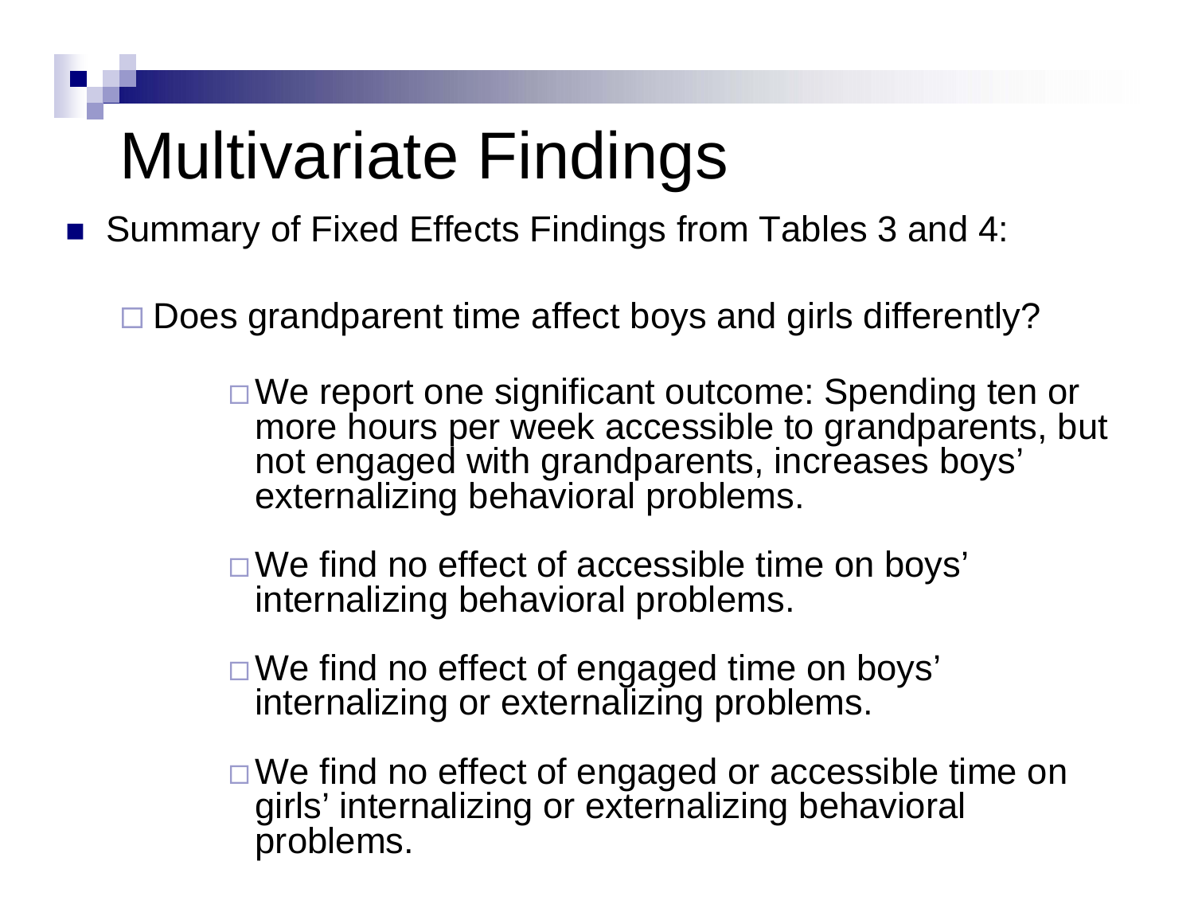# Multivariate Findings

- Summary of Fixed Effects Findings from Tables 3 and 4:
  - Does grandparent time affect boys and girls differently?
    - We report one significant outcome: Spending ten or more hours per week accessible to grandparents, but not engaged with grandparents, increases boys' externalizing behavioral problems.
    - We find no effect of accessible time on boys' internalizing behavioral problems.
    - We find no effect of engaged time on boys' internalizing or externalizing problems.
    - We find no effect of engaged or accessible time on girls' internalizing or externalizing behavioral problems.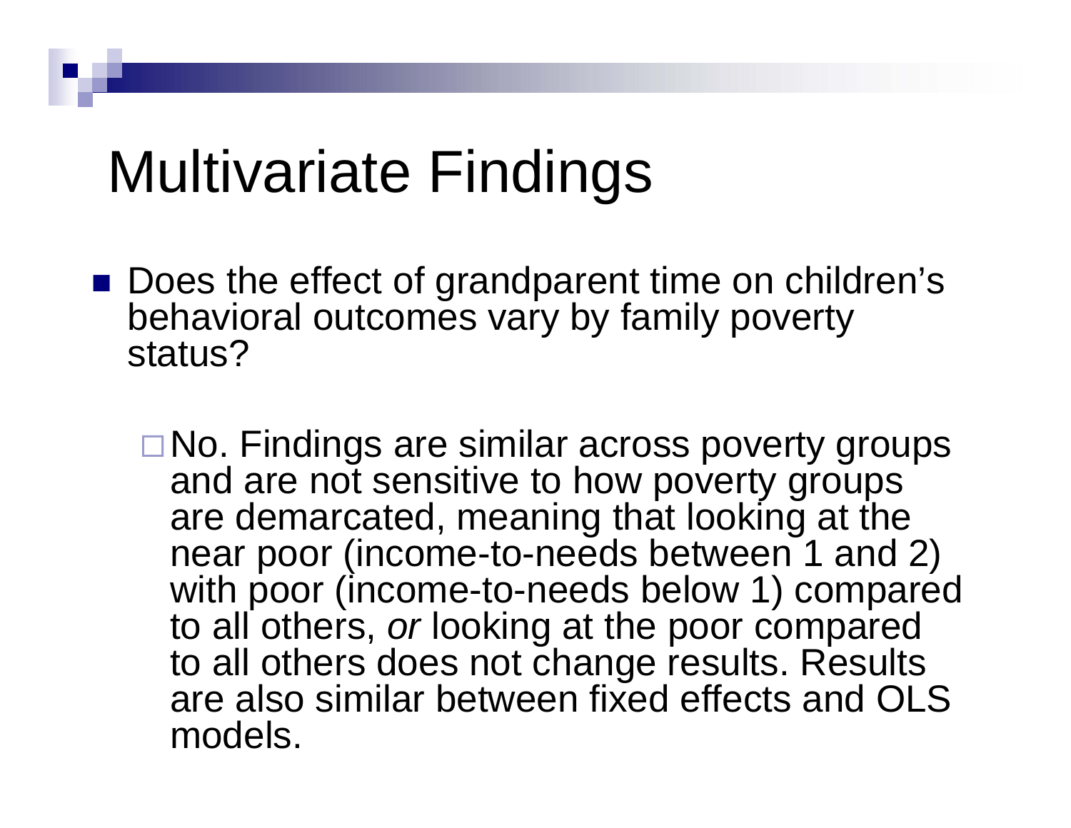# Multivariate Findings

- Does the effect of grandparent time on children's behavioral outcomes vary by family poverty status?
  - No. Findings are similar across poverty groups and are not sensitive to how poverty groups are demarcated, meaning that looking at the near poor (income-to-needs between 1 and 2) with poor (income-to-needs below 1) compared to all others, *or* looking at the poor compared to all others does not change results. Results are also similar between fixed effects and OLS models.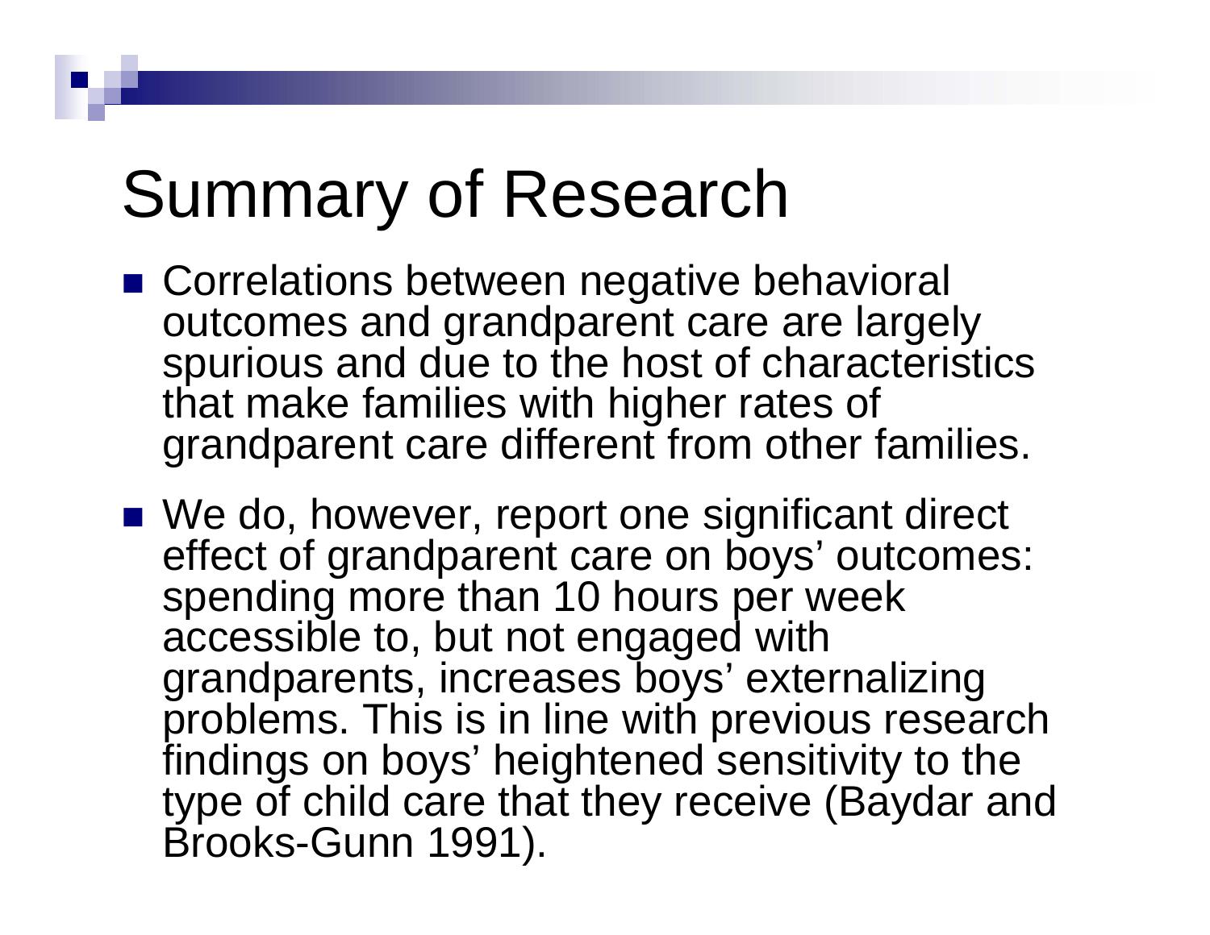# Summary of Research

- Correlations between negative behavioral outcomes and grandparent care are largely spurious and due to the host of characteristics that make families with higher rates of grandparent care different from other families.
- We do, however, report one significant direct effect of grandparent care on boys' outcomes: spending more than 10 hours per week accessible to, but not engaged with grandparents, increases boys' externalizing problems. This is in line with previous research findings on boys' heightened sensitivity to the type of child care that they receive (Baydar and Brooks-Gunn 1991).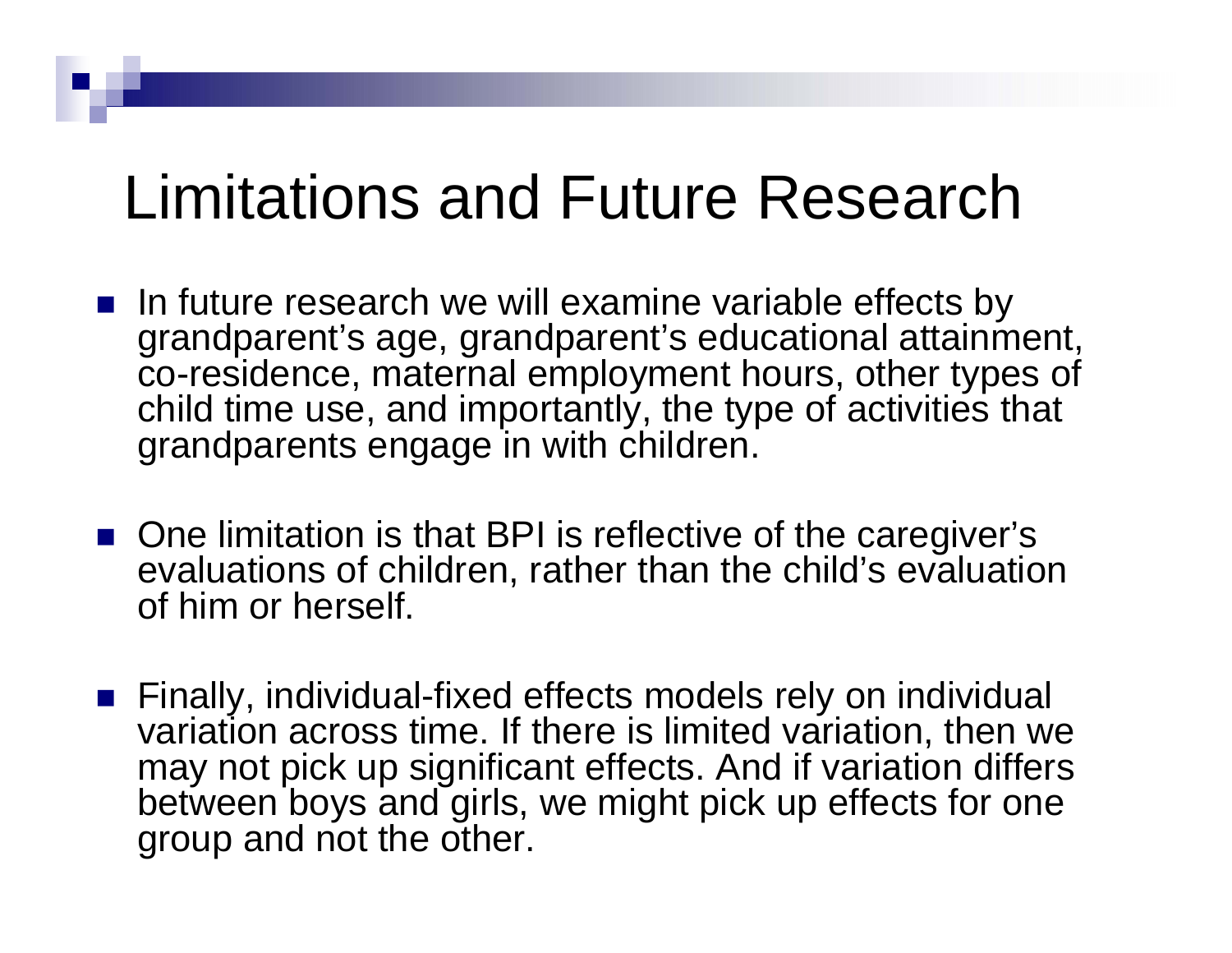# Limitations and Future Research

- In future research we will examine variable effects by grandparent's age, grandparent's educational attainment, co-residence, maternal employment hours, other types of child time use, and importantly, the type of activities that grandparents engage in with children.
- One limitation is that BPI is reflective of the caregiver's evaluations of children, rather than the child's evaluation of him or herself.
- Finally, individual-fixed effects models rely on individual variation across time. If there is limited variation, then we may not pick up significant effects. And if variation differs between boys and girls, we might pick up effects for one group and not the other.